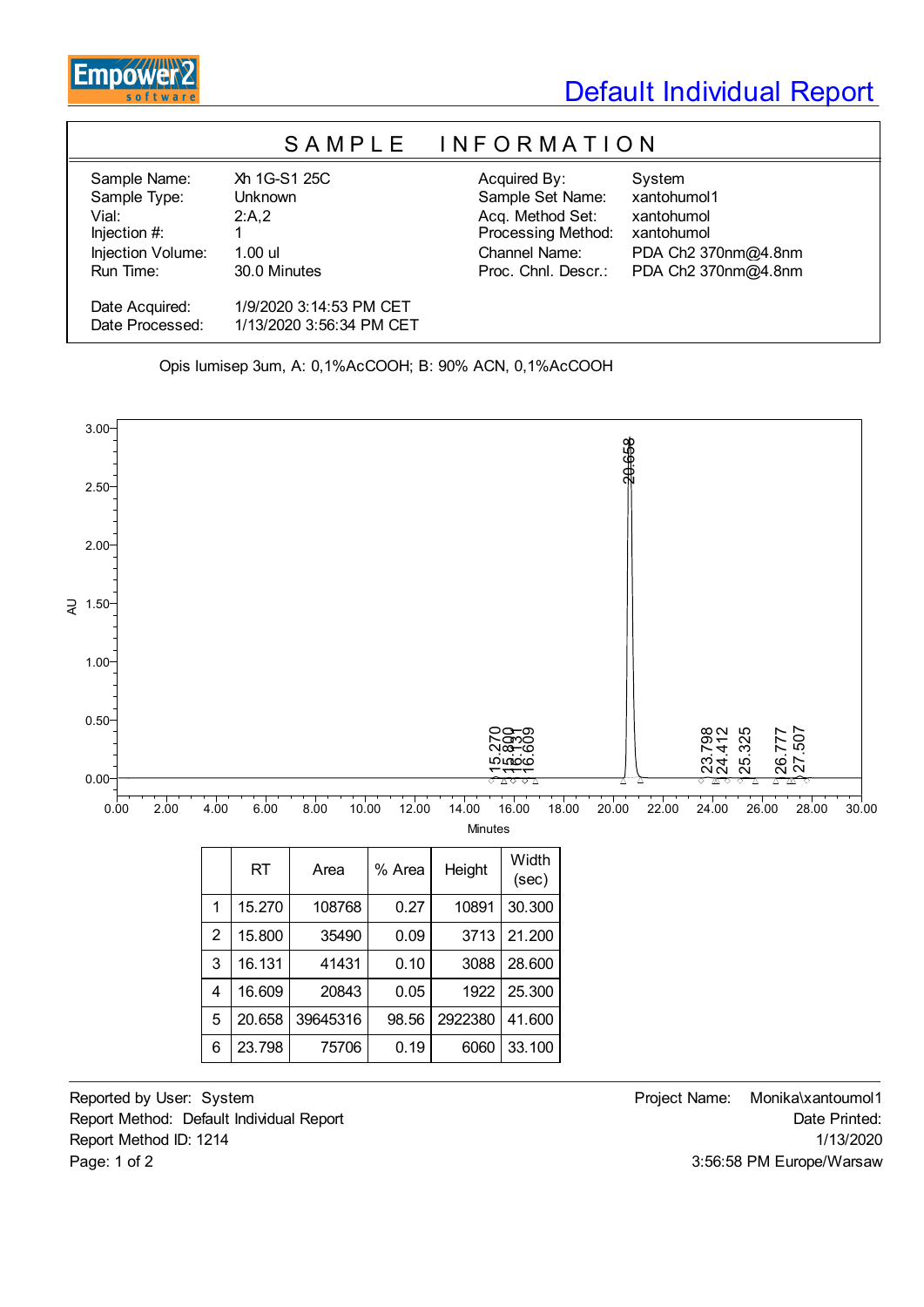# Default Individual Report

## SAMPLE INFORMATION

| | | | |
|---|---|---|---|
| Sample Name: | Xh 1G-S1 25C | Acquired By: | System |
| Sample Type: | Unknown | Sample Set Name: | xantohumol1 |
| Vial: | 2:A,2 | Acq. Method Set: | xantohumol |
| Injection #: | 1 | Processing Method: | xantohumol |
| Injection Volume: | 1.00 ul | Channel Name: | PDA Ch2 370nm@4.8nm |
| Run Time: | 30.0 Minutes | Proc. Chnl. Descr.: | PDA Ch2 370nm@4.8nm |
| Date Acquired: | 1/9/2020 3:14:53 PM CET | | |
| Date Processed: | 1/13/2020 3:56:34 PM CET | | |

Opis lumisep 3um, A: 0,1%AcCOOH; B: 90% ACN, 0,1%AcCOOH

| | RT | Area | % Area | Height | Width (sec) |
|---|---|---|---|---|---|
| 1 | 15.270 | 108768 | 0.27 | 10891 | 30.300 |
| 2 | 15.800 | 35490 | 0.09 | 3713 | 21.200 |
| 3 | 16.131 | 41431 | 0.10 | 3088 | 28.600 |
| 4 | 16.609 | 20843 | 0.05 | 1922 | 25.300 |
| 5 | 20.658 | 39645316 | 98.56 | 2922380 | 41.600 |
| 6 | 23.798 | 75706 | 0.19 | 6060 | 33.100 |

Reported by User: System
Report Method: Default Individual Report
Report Method ID: 1214

Project Name: Monika\xantoumol1
Date Printed:
1/13/2020
3:56:58 PM Europe/Warsaw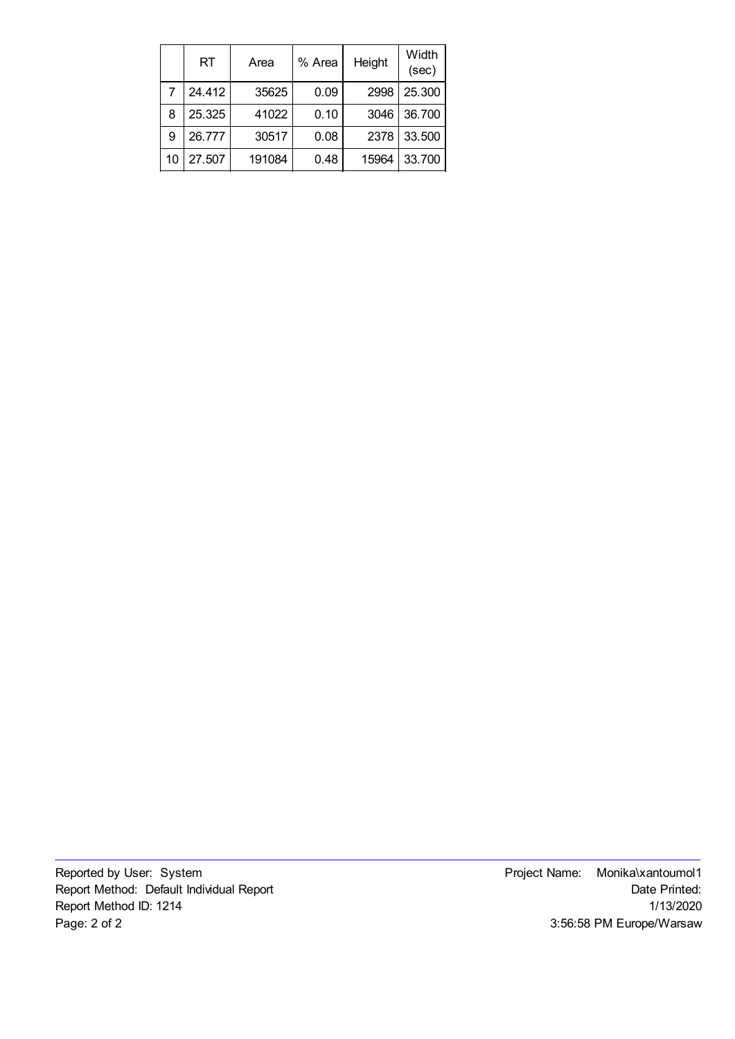| | RT | Area | % Area | Height | Width (sec) |
|---|---|---|---|---|---|
| 7 | 24.412 | 35625 | 0.09 | 2998 | 25.300 |
| 8 | 25.325 | 41022 | 0.10 | 3046 | 36.700 |
| 9 | 26.777 | 30517 | 0.08 | 2378 | 33.500 |
| 10 | 27.507 | 191084 | 0.48 | 15964 | 33.700 |

Reported by User: System
Report Method: Default Individual Report
Report Method ID: 1214

Project Name: Monika\xantoumol1
Date Printed:
1/13/2020
3:56:58 PM Europe/Warsaw